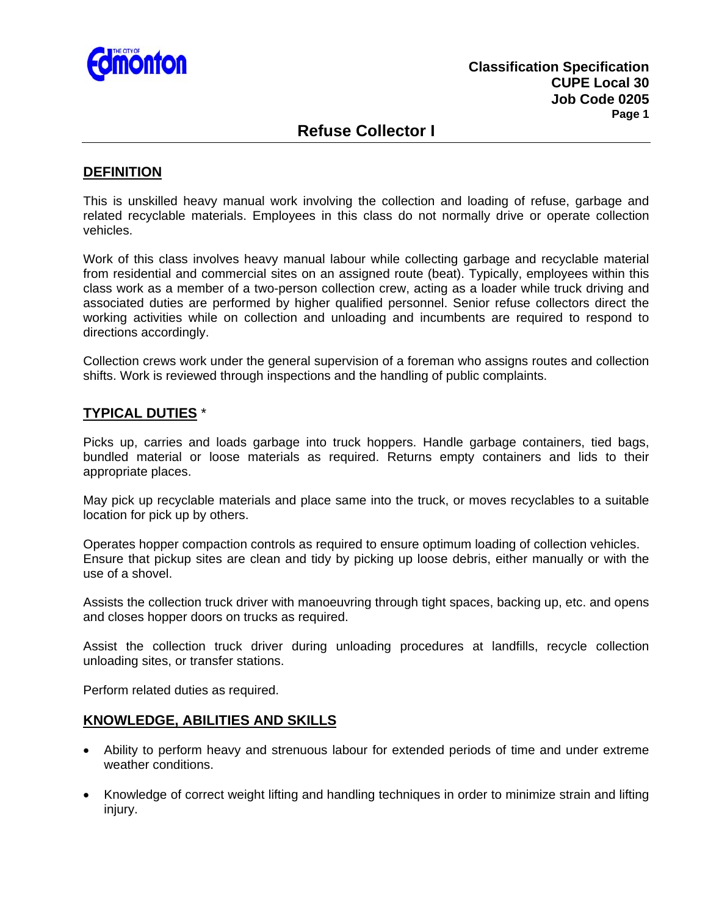THE CITY OF Edmonton

**Classification Specification**
**CUPE Local 30**
**Job Code 0205**

# Refuse Collector I

## DEFINITION

This is unskilled heavy manual work involving the collection and loading of refuse, garbage and related recyclable materials. Employees in this class do not normally drive or operate collection vehicles.

Work of this class involves heavy manual labour while collecting garbage and recyclable material from residential and commercial sites on an assigned route (beat). Typically, employees within this class work as a member of a two-person collection crew, acting as a loader while truck driving and associated duties are performed by higher qualified personnel. Senior refuse collectors direct the working activities while on collection and unloading and incumbents are required to respond to directions accordingly.

Collection crews work under the general supervision of a foreman who assigns routes and collection shifts. Work is reviewed through inspections and the handling of public complaints.

## TYPICAL DUTIES *

Picks up, carries and loads garbage into truck hoppers. Handle garbage containers, tied bags, bundled material or loose materials as required. Returns empty containers and lids to their appropriate places.

May pick up recyclable materials and place same into the truck, or moves recyclables to a suitable location for pick up by others.

Operates hopper compaction controls as required to ensure optimum loading of collection vehicles.
Ensure that pickup sites are clean and tidy by picking up loose debris, either manually or with the use of a shovel.

Assists the collection truck driver with manoeuvring through tight spaces, backing up, etc. and opens and closes hopper doors on trucks as required.

Assist the collection truck driver during unloading procedures at landfills, recycle collection unloading sites, or transfer stations.

Perform related duties as required.

## KNOWLEDGE, ABILITIES AND SKILLS

- Ability to perform heavy and strenuous labour for extended periods of time and under extreme weather conditions.
- Knowledge of correct weight lifting and handling techniques in order to minimize strain and lifting injury.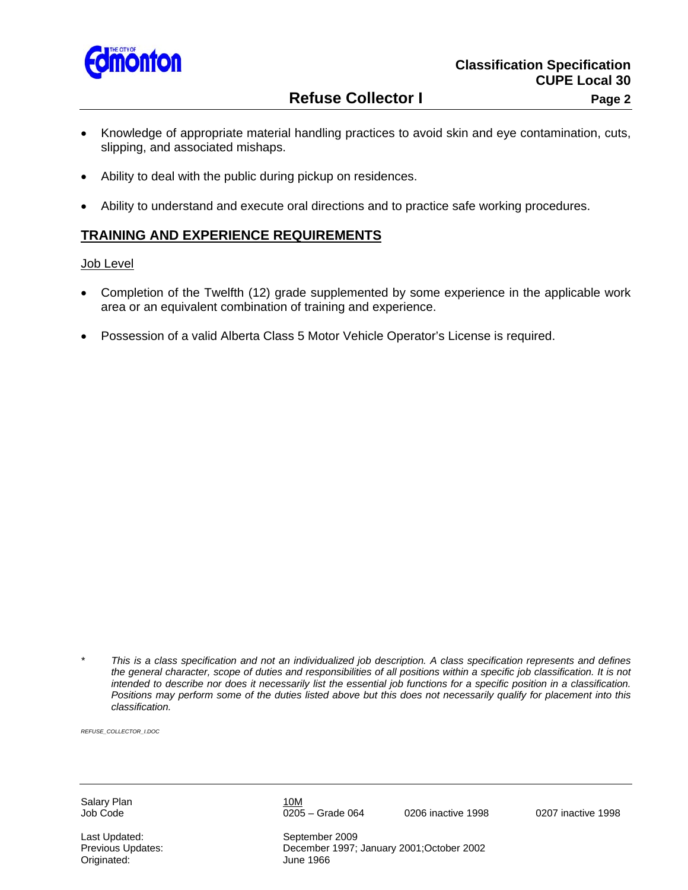- Knowledge of appropriate material handling practices to avoid skin and eye contamination, cuts, slipping, and associated mishaps.
- Ability to deal with the public during pickup on residences.
- Ability to understand and execute oral directions and to practice safe working procedures.

## TRAINING AND EXPERIENCE REQUIREMENTS

Job Level

- Completion of the Twelfth (12) grade supplemented by some experience in the applicable work area or an equivalent combination of training and experience.
- Possession of a valid Alberta Class 5 Motor Vehicle Operator's License is required.

\* *This is a class specification and not an individualized job description. A class specification represents and defines the general character, scope of duties and responsibilities of all positions within a specific job classification. It is not intended to describe nor does it necessarily list the essential job functions for a specific position in a classification. Positions may perform some of the duties listed above but this does not necessarily qualify for placement into this classification.*

*REFUSE_COLLECTOR_I.DOC*

| | | | |
|---|---|---|---|
| Salary Plan | 10M | | |
| Job Code | 0205 – Grade 064 | 0206 inactive 1998 | 0207 inactive 1998 |
| Last Updated: | September 2009 | | |
| Previous Updates: | December 1997; January 2001;October 2002 | | |
| Originated: | June 1966 | | |